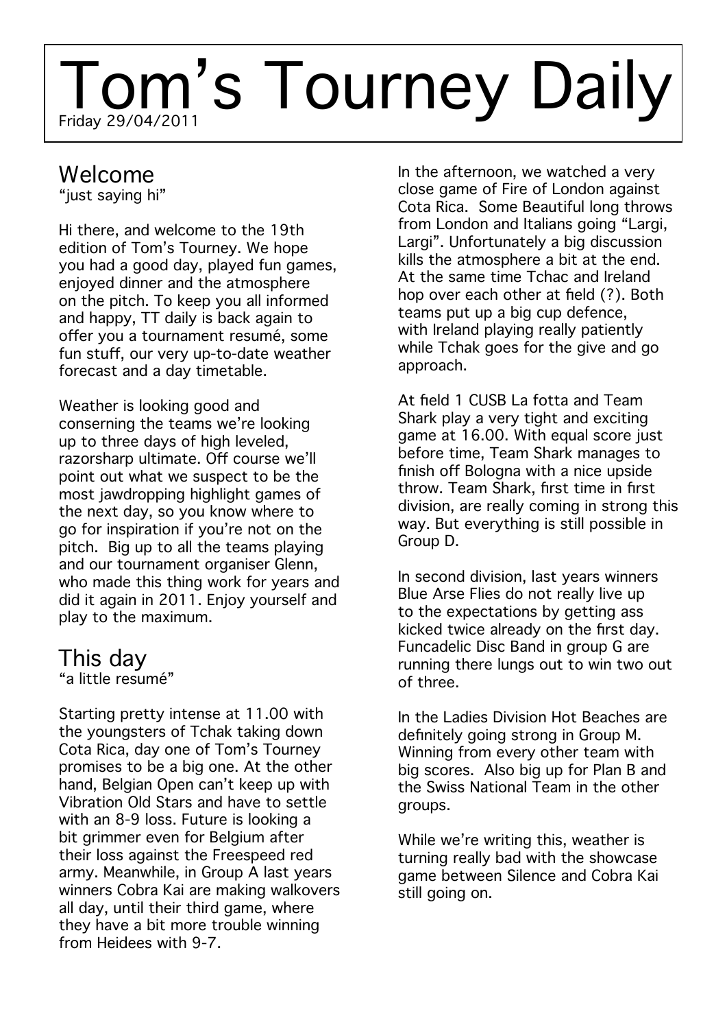# Tom’s Tourney Daily

Friday 29/04/2011

## Welcome

“just saying hi”

Hi there, and welcome to the 19th edition of Tom’s Tourney. We hope you had a good day, played fun games, enjoyed dinner and the atmosphere on the pitch. To keep you all informed and happy, TT daily is back again to offer you a tournament resumé, some fun stuff, our very up-to-date weather forecast and a day timetable.

Weather is looking good and conserning the teams we’re looking up to three days of high leveled, razorsharp ultimate. Off course we’ll point out what we suspect to be the most jawdropping highlight games of the next day, so you know where to go for inspiration if you’re not on the pitch. Big up to all the teams playing and our tournament organiser Glenn, who made this thing work for years and did it again in 2011. Enjoy yourself and play to the maximum.

## This day

“a little resumé”

Starting pretty intense at 11.00 with the youngsters of Tchak taking down Cota Rica, day one of Tom’s Tourney promises to be a big one. At the other hand, Belgian Open can’t keep up with Vibration Old Stars and have to settle with an 8-9 loss. Future is looking a bit grimmer even for Belgium after their loss against the Freespeed red army. Meanwhile, in Group A last years winners Cobra Kai are making walkovers all day, until their third game, where they have a bit more trouble winning from Heidees with 9-7.

In the afternoon, we watched a very close game of Fire of London against Cota Rica. Some Beautiful long throws from London and Italians going “Largi, Largi”. Unfortunately a big discussion kills the atmosphere a bit at the end. At the same time Tchac and Ireland hop over each other at field (?). Both teams put up a big cup defence, with Ireland playing really patiently while Tchak goes for the give and go approach.

At field 1 CUSB La fotta and Team Shark play a very tight and exciting game at 16.00. With equal score just before time, Team Shark manages to finish off Bologna with a nice upside throw. Team Shark, first time in first division, are really coming in strong this way. But everything is still possible in Group D.

In second division, last years winners Blue Arse Flies do not really live up to the expectations by getting ass kicked twice already on the first day. Funcadelic Disc Band in group G are running there lungs out to win two out of three.

In the Ladies Division Hot Beaches are definitely going strong in Group M. Winning from every other team with big scores. Also big up for Plan B and the Swiss National Team in the other groups.

While we’re writing this, weather is turning really bad with the showcase game between Silence and Cobra Kai still going on.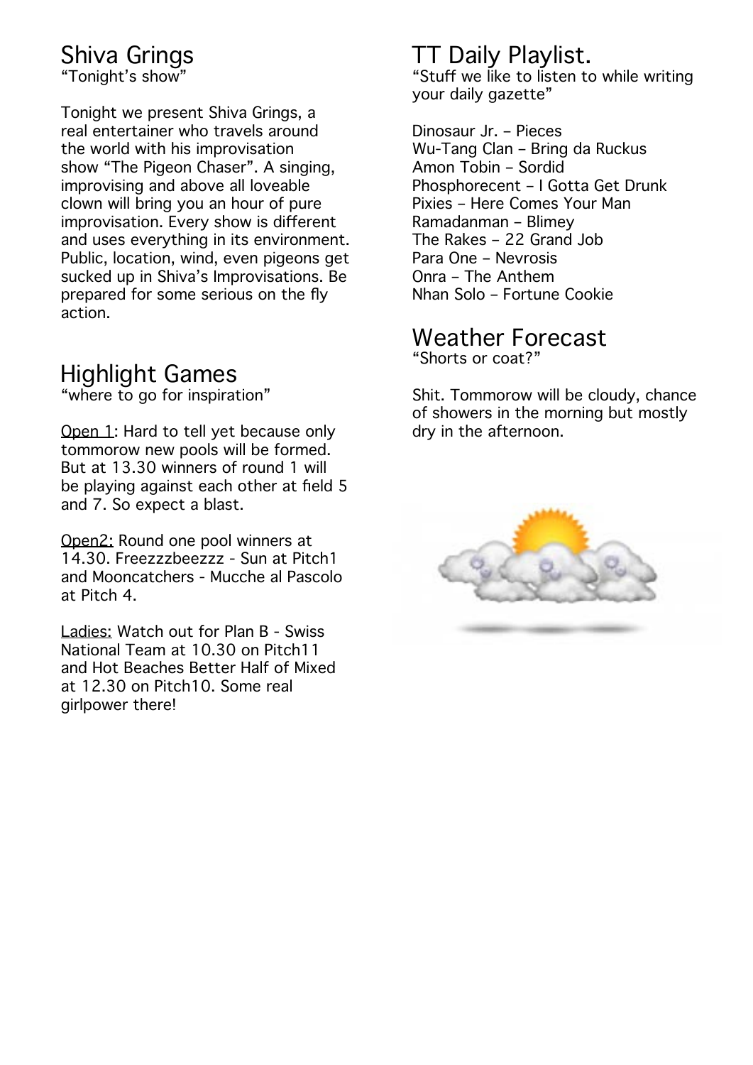## Shiva Grings

"Tonight's show"

Tonight we present Shiva Grings, a real entertainer who travels around the world with his improvisation show "The Pigeon Chaser". A singing, improvising and above all loveable clown will bring you an hour of pure improvisation. Every show is different and uses everything in its environment. Public, location, wind, even pigeons get sucked up in Shiva's Improvisations. Be prepared for some serious on the fly action.

## Highlight Games

"where to go for inspiration"

Open 1: Hard to tell yet because only tommorow new pools will be formed. But at 13.30 winners of round 1 will be playing against each other at field 5 and 7. So expect a blast.

Open2: Round one pool winners at 14.30. Freezzzbeezzz - Sun at Pitch1 and Mooncatchers - Mucche al Pascolo at Pitch 4.

Ladies: Watch out for Plan B - Swiss National Team at 10.30 on Pitch11 and Hot Beaches Better Half of Mixed at 12.30 on Pitch10. Some real girlpower there!

## TT Daily Playlist.

"Stuff we like to listen to while writing your daily gazette"

Dinosaur Jr. – Pieces
Wu-Tang Clan – Bring da Ruckus
Amon Tobin – Sordid
Phosphorecent – I Gotta Get Drunk
Pixies – Here Comes Your Man
Ramadanman – Blimey
The Rakes – 22 Grand Job
Para One – Nevrosis
Onra – The Anthem
Nhan Solo – Fortune Cookie

## Weather Forecast

"Shorts or coat?"

Shit. Tommorow will be cloudy, chance of showers in the morning but mostly dry in the afternoon.